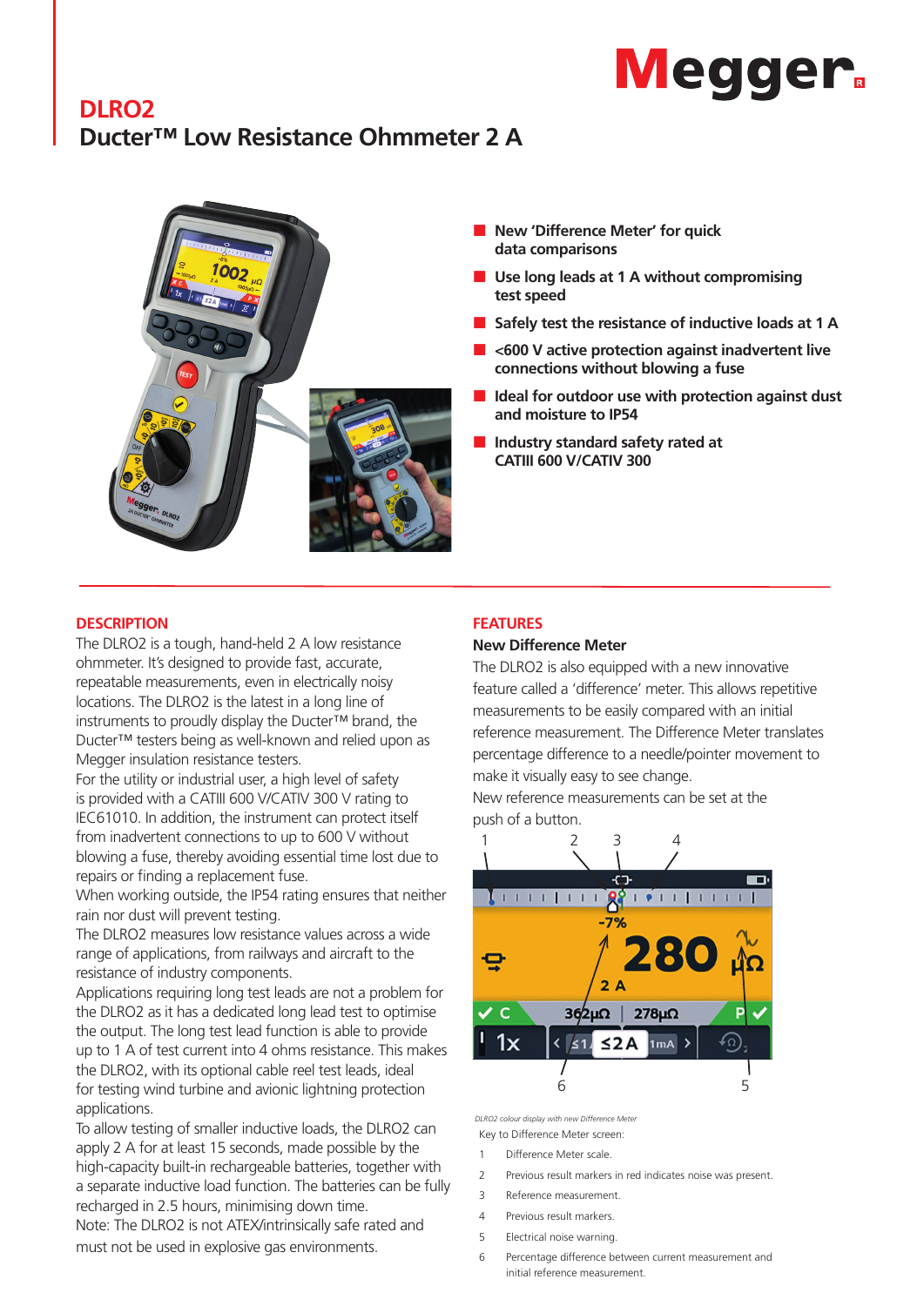# DLRO2

## Ducter™ Low Resistance Ohmmeter 2 A

- New 'Difference Meter' for quick data comparisons
- Use long leads at 1 A without compromising test speed
- Safely test the resistance of inductive loads at 1 A
- <600 V active protection against inadvertent live connections without blowing a fuse
- Ideal for outdoor use with protection against dust and moisture to IP54
- Industry standard safety rated at CATIII 600 V/CATIV 300

### DESCRIPTION

The DLRO2 is a tough, hand-held 2 A low resistance ohmmeter. It's designed to provide fast, accurate, repeatable measurements, even in electrically noisy locations. The DLRO2 is the latest in a long line of instruments to proudly display the Ducter™ brand, the Ducter™ testers being as well-known and relied upon as Megger insulation resistance testers.

For the utility or industrial user, a high level of safety is provided with a CATIII 600 V/CATIV 300 V rating to IEC61010. In addition, the instrument can protect itself from inadvertent connections to up to 600 V without blowing a fuse, thereby avoiding essential time lost due to repairs or finding a replacement fuse.

When working outside, the IP54 rating ensures that neither rain nor dust will prevent testing.

The DLRO2 measures low resistance values across a wide range of applications, from railways and aircraft to the resistance of industry components.

Applications requiring long test leads are not a problem for the DLRO2 as it has a dedicated long lead test to optimise the output. The long test lead function is able to provide up to 1 A of test current into 4 ohms resistance. This makes the DLRO2, with its optional cable reel test leads, ideal for testing wind turbine and avionic lightning protection applications.

To allow testing of smaller inductive loads, the DLRO2 can apply 2 A for at least 15 seconds, made possible by the high-capacity built-in rechargeable batteries, together with a separate inductive load function. The batteries can be fully recharged in 2.5 hours, minimising down time.

Note: The DLRO2 is not ATEX/intrinsically safe rated and must not be used in explosive gas environments.

### FEATURES

#### New Difference Meter

The DLRO2 is also equipped with a new innovative feature called a 'difference' meter. This allows repetitive measurements to be easily compared with an initial reference measurement. The Difference Meter translates percentage difference to a needle/pointer movement to make it visually easy to see change.

New reference measurements can be set at the push of a button.

*DLRO2 colour display with new Difference Meter*

Key to Difference Meter screen:

1. Difference Meter scale.
2. Previous result markers in red indicates noise was present.
3. Reference measurement.
4. Previous result markers.
5. Electrical noise warning.
6. Percentage difference between current measurement and initial reference measurement.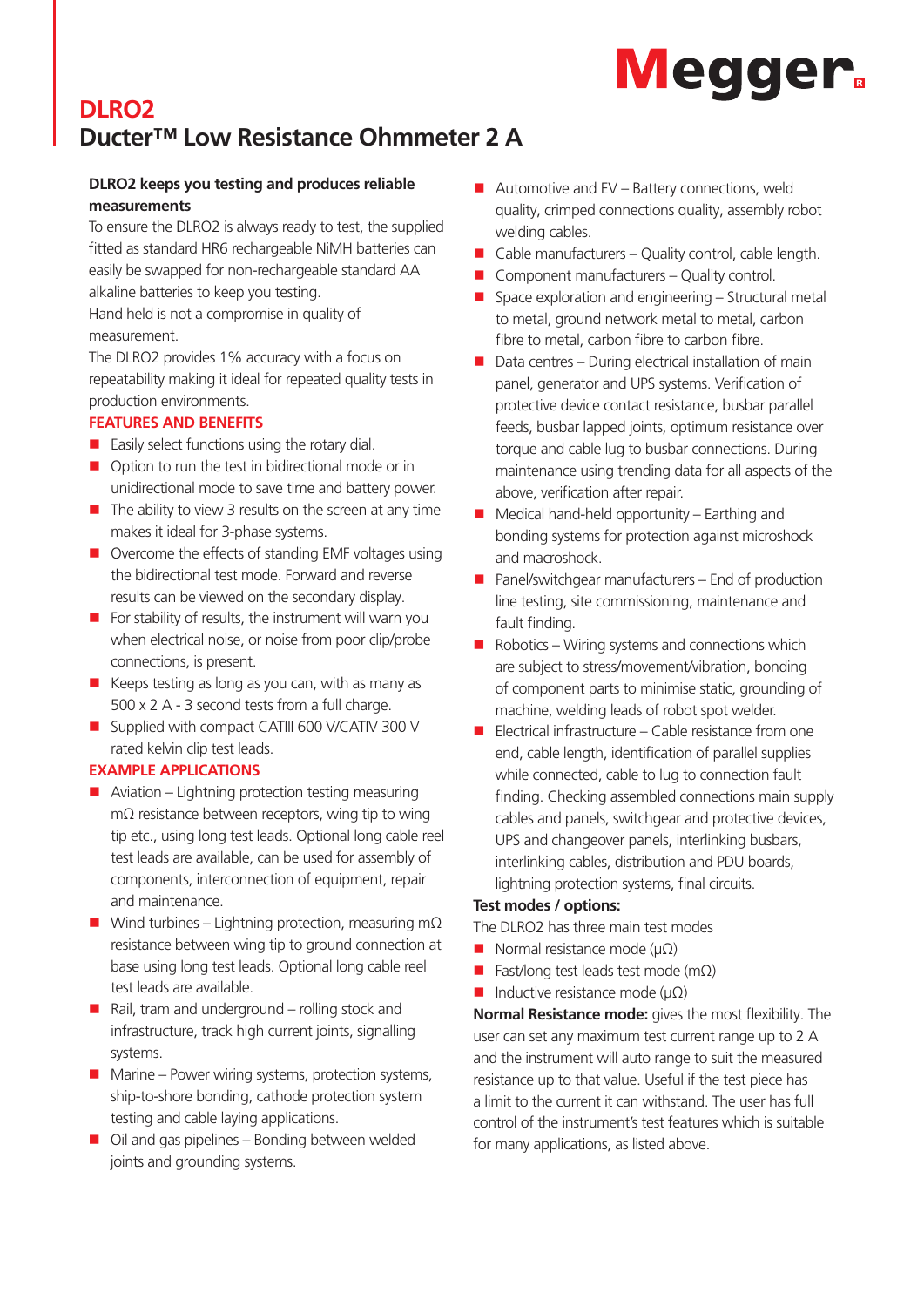# DLRO2

## Ducter™ Low Resistance Ohmmeter 2 A

**DLRO2 keeps you testing and produces reliable measurements**

To ensure the DLRO2 is always ready to test, the supplied fitted as standard HR6 rechargeable NiMH batteries can easily be swapped for non-rechargeable standard AA alkaline batteries to keep you testing.

Hand held is not a compromise in quality of measurement.

The DLRO2 provides 1% accuracy with a focus on repeatability making it ideal for repeated quality tests in production environments.

### FEATURES AND BENEFITS

- Easily select functions using the rotary dial.
- Option to run the test in bidirectional mode or in unidirectional mode to save time and battery power.
- The ability to view 3 results on the screen at any time makes it ideal for 3-phase systems.
- Overcome the effects of standing EMF voltages using the bidirectional test mode. Forward and reverse results can be viewed on the secondary display.
- For stability of results, the instrument will warn you when electrical noise, or noise from poor clip/probe connections, is present.
- Keeps testing as long as you can, with as many as 500 x 2 A - 3 second tests from a full charge.
- Supplied with compact CATIII 600 V/CATIV 300 V rated kelvin clip test leads.

### EXAMPLE APPLICATIONS

- Aviation – Lightning protection testing measuring mΩ resistance between receptors, wing tip to wing tip etc., using long test leads. Optional long cable reel test leads are available, can be used for assembly of components, interconnection of equipment, repair and maintenance.
- Wind turbines – Lightning protection, measuring mΩ resistance between wing tip to ground connection at base using long test leads. Optional long cable reel test leads are available.
- Rail, tram and underground – rolling stock and infrastructure, track high current joints, signalling systems.
- Marine – Power wiring systems, protection systems, ship-to-shore bonding, cathode protection system testing and cable laying applications.
- Oil and gas pipelines – Bonding between welded joints and grounding systems.
- Automotive and EV – Battery connections, weld quality, crimped connections quality, assembly robot welding cables.
- Cable manufacturers – Quality control, cable length.
- Component manufacturers – Quality control.
- Space exploration and engineering – Structural metal to metal, ground network metal to metal, carbon fibre to metal, carbon fibre to carbon fibre.
- Data centres – During electrical installation of main panel, generator and UPS systems. Verification of protective device contact resistance, busbar parallel feeds, busbar lapped joints, optimum resistance over torque and cable lug to busbar connections. During maintenance using trending data for all aspects of the above, verification after repair.
- Medical hand-held opportunity – Earthing and bonding systems for protection against microshock and macroshock.
- Panel/switchgear manufacturers – End of production line testing, site commissioning, maintenance and fault finding.
- Robotics – Wiring systems and connections which are subject to stress/movement/vibration, bonding of component parts to minimise static, grounding of machine, welding leads of robot spot welder.
- Electrical infrastructure – Cable resistance from one end, cable length, identification of parallel supplies while connected, cable to lug to connection fault finding. Checking assembled connections main supply cables and panels, switchgear and protective devices, UPS and changeover panels, interlinking busbars, interlinking cables, distribution and PDU boards, lightning protection systems, final circuits.

**Test modes / options:**

The DLRO2 has three main test modes

- Normal resistance mode (μΩ)
- Fast/long test leads test mode (mΩ)
- Inductive resistance mode (μΩ)

**Normal Resistance mode:** gives the most flexibility. The user can set any maximum test current range up to 2 A and the instrument will auto range to suit the measured resistance up to that value. Useful if the test piece has a limit to the current it can withstand. The user has full control of the instrument's test features which is suitable for many applications, as listed above.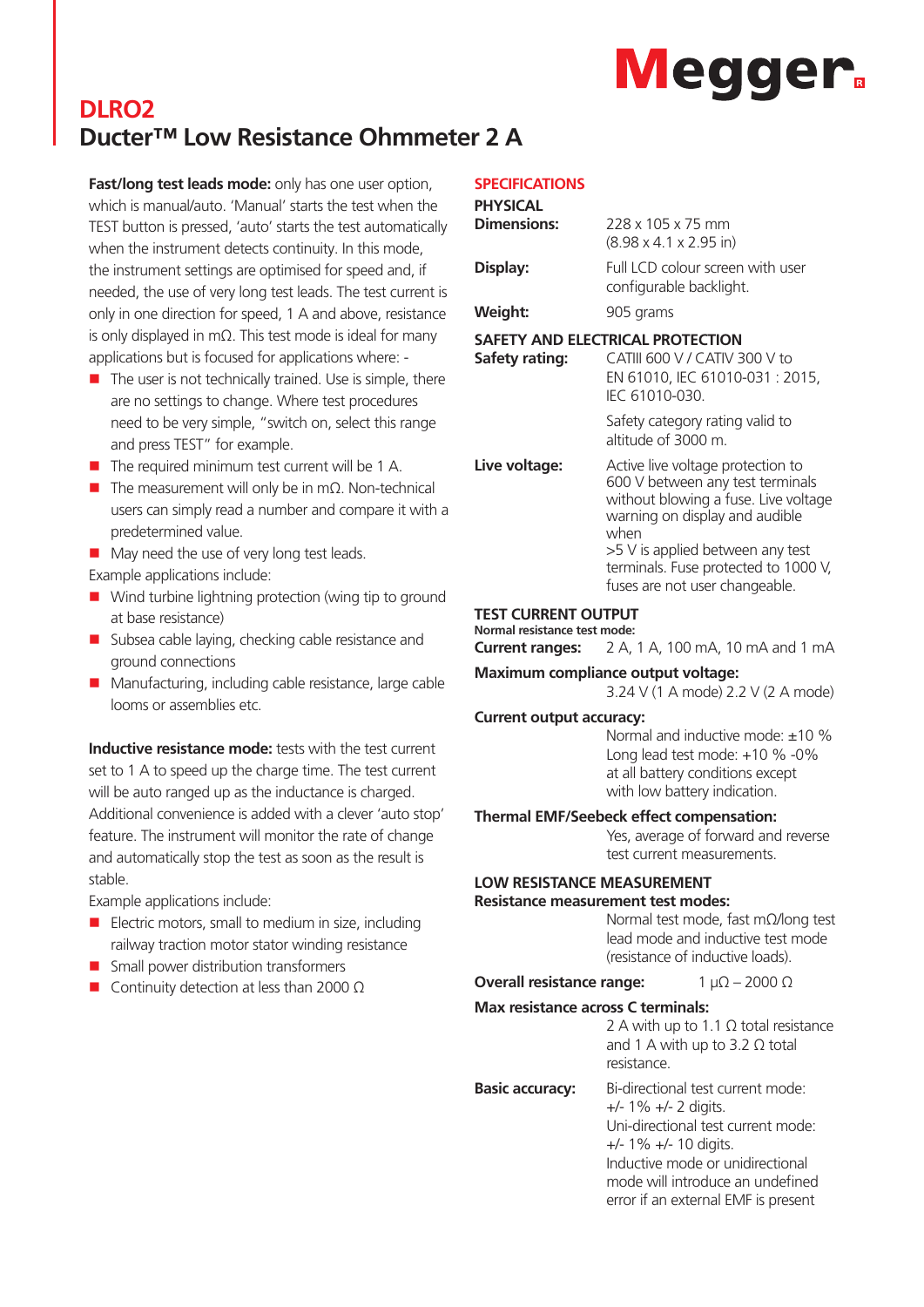# DLRO2

## Ducter™ Low Resistance Ohmmeter 2 A

**Fast/long test leads mode:** only has one user option, which is manual/auto. 'Manual' starts the test when the TEST button is pressed, 'auto' starts the test automatically when the instrument detects continuity. In this mode, the instrument settings are optimised for speed and, if needed, the use of very long test leads. The test current is only in one direction for speed, 1 A and above, resistance is only displayed in mΩ. This test mode is ideal for many applications but is focused for applications where: -

- The user is not technically trained. Use is simple, there are no settings to change. Where test procedures need to be very simple, "switch on, select this range and press TEST" for example.
- The required minimum test current will be 1 A.
- The measurement will only be in mΩ. Non-technical users can simply read a number and compare it with a predetermined value.
- May need the use of very long test leads.

Example applications include:

- Wind turbine lightning protection (wing tip to ground at base resistance)
- Subsea cable laying, checking cable resistance and ground connections
- Manufacturing, including cable resistance, large cable looms or assemblies etc.

**Inductive resistance mode:** tests with the test current set to 1 A to speed up the charge time. The test current will be auto ranged up as the inductance is charged. Additional convenience is added with a clever 'auto stop' feature. The instrument will monitor the rate of change and automatically stop the test as soon as the result is stable.

Example applications include:

- Electric motors, small to medium in size, including railway traction motor stator winding resistance
- Small power distribution transformers
- Continuity detection at less than 2000 Ω

## SPECIFICATIONS

### PHYSICAL

**Dimensions:** 228 x 105 x 75 mm (8.98 x 4.1 x 2.95 in)

**Display:** Full LCD colour screen with user configurable backlight.

**Weight:** 905 grams

### SAFETY AND ELECTRICAL PROTECTION

**Safety rating:** CATIII 600 V / CATIV 300 V to EN 61010, IEC 61010-031 : 2015, IEC 61010-030.

Safety category rating valid to altitude of 3000 m.

**Live voltage:** Active live voltage protection to 600 V between any test terminals without blowing a fuse. Live voltage warning on display and audible when >5 V is applied between any test terminals. Fuse protected to 1000 V, fuses are not user changeable.

### TEST CURRENT OUTPUT

**Normal resistance test mode:**

**Current ranges:** 2 A, 1 A, 100 mA, 10 mA and 1 mA

**Maximum compliance output voltage:**
3.24 V (1 A mode) 2.2 V (2 A mode)

**Current output accuracy:**
Normal and inductive mode: ±10 %
Long lead test mode: +10 % -0%
at all battery conditions except with low battery indication.

**Thermal EMF/Seebeck effect compensation:**
Yes, average of forward and reverse test current measurements.

### LOW RESISTANCE MEASUREMENT

**Resistance measurement test modes:**
Normal test mode, fast mΩ/long test lead mode and inductive test mode (resistance of inductive loads).

**Overall resistance range:** 1 µΩ – 2000 Ω

**Max resistance across C terminals:**
2 A with up to 1.1 Ω total resistance and 1 A with up to 3.2 Ω total resistance.

**Basic accuracy:** Bi-directional test current mode: +/- 1% +/- 2 digits.
Uni-directional test current mode: +/- 1% +/- 10 digits.
Inductive mode or unidirectional mode will introduce an undefined error if an external EMF is present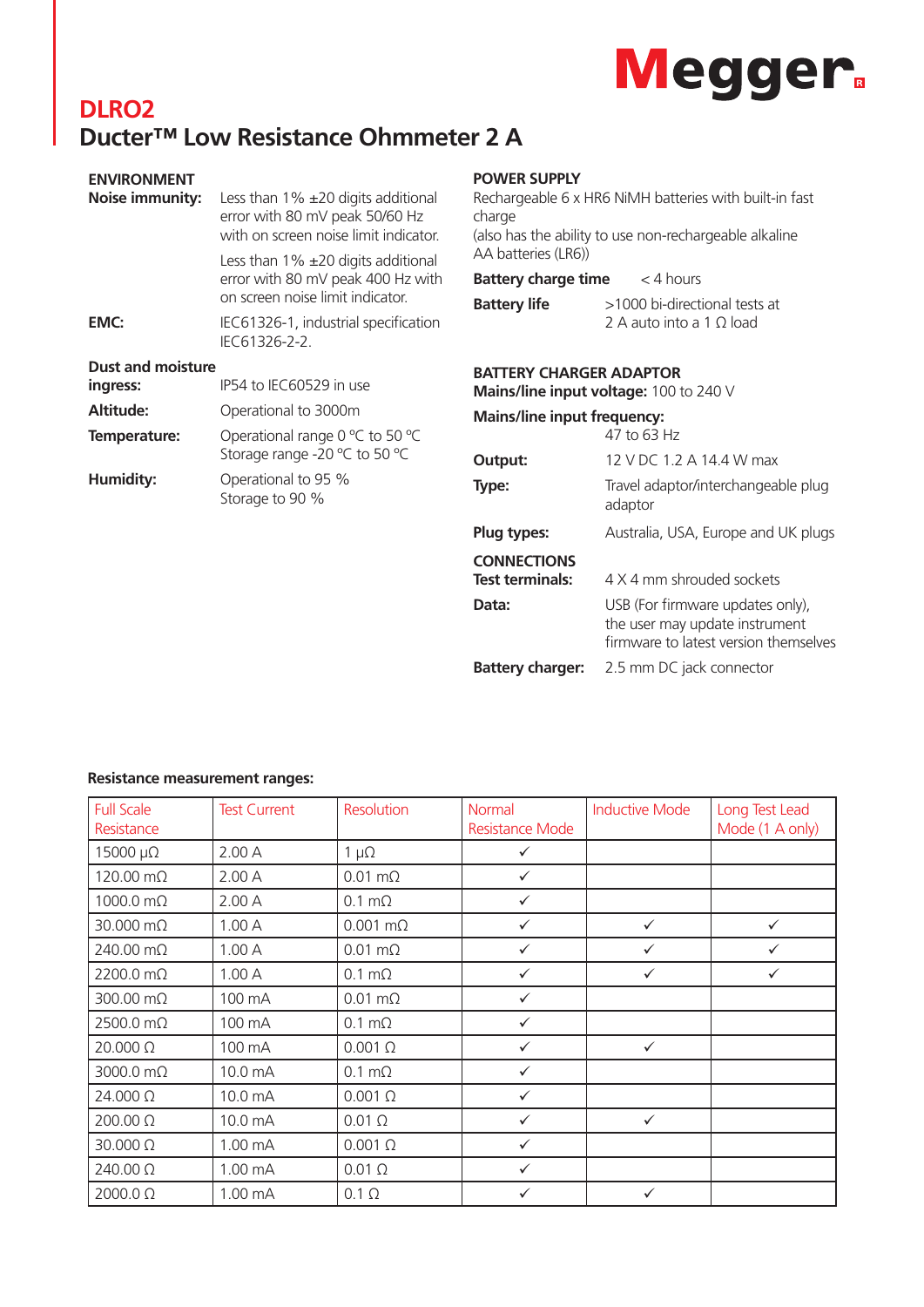# DLRO2

## Ducter™ Low Resistance Ohmmeter 2 A

### ENVIRONMENT

**Noise immunity:** Less than 1% ±20 digits additional error with 80 mV peak 50/60 Hz with on screen noise limit indicator.

Less than 1% ±20 digits additional error with 80 mV peak 400 Hz with on screen noise limit indicator.

**EMC:** IEC61326-1, industrial specification IEC61326-2-2.

**Dust and moisture ingress:** IP54 to IEC60529 in use

**Altitude:** Operational to 3000m

**Temperature:** Operational range 0 °C to 50 °C
Storage range -20 °C to 50 °C

**Humidity:** Operational to 95 %
Storage to 90 %

### POWER SUPPLY

Rechargeable 6 x HR6 NiMH batteries with built-in fast charge
(also has the ability to use non-rechargeable alkaline AA batteries (LR6))

**Battery charge time** < 4 hours

**Battery life** >1000 bi-directional tests at 2 A auto into a 1 Ω load

### BATTERY CHARGER ADAPTOR

**Mains/line input voltage:** 100 to 240 V

**Mains/line input frequency:** 47 to 63 Hz

**Output:** 12 V DC 1.2 A 14.4 W max

**Type:** Travel adaptor/interchangeable plug adaptor

**Plug types:** Australia, USA, Europe and UK plugs

### CONNECTIONS

**Test terminals:** 4 X 4 mm shrouded sockets

**Data:** USB (For firmware updates only), the user may update instrument firmware to latest version themselves

**Battery charger:** 2.5 mm DC jack connector

**Resistance measurement ranges:**

| Full Scale Resistance | Test Current | Resolution | Normal Resistance Mode | Inductive Mode | Long Test Lead Mode (1 A only) |
|---|---|---|---|---|---|
| 15000 µΩ | 2.00 A | 1 µΩ | ✓ | | |
| 120.00 mΩ | 2.00 A | 0.01 mΩ | ✓ | | |
| 1000.0 mΩ | 2.00 A | 0.1 mΩ | ✓ | | |
| 30.000 mΩ | 1.00 A | 0.001 mΩ | ✓ | ✓ | ✓ |
| 240.00 mΩ | 1.00 A | 0.01 mΩ | ✓ | ✓ | ✓ |
| 2200.0 mΩ | 1.00 A | 0.1 mΩ | ✓ | ✓ | ✓ |
| 300.00 mΩ | 100 mA | 0.01 mΩ | ✓ | | |
| 2500.0 mΩ | 100 mA | 0.1 mΩ | ✓ | | |
| 20.000 Ω | 100 mA | 0.001 Ω | ✓ | ✓ | |
| 3000.0 mΩ | 10.0 mA | 0.1 mΩ | ✓ | | |
| 24.000 Ω | 10.0 mA | 0.001 Ω | ✓ | | |
| 200.00 Ω | 10.0 mA | 0.01 Ω | ✓ | ✓ | |
| 30.000 Ω | 1.00 mA | 0.001 Ω | ✓ | | |
| 240.00 Ω | 1.00 mA | 0.01 Ω | ✓ | | |
| 2000.0 Ω | 1.00 mA | 0.1 Ω | ✓ | ✓ | |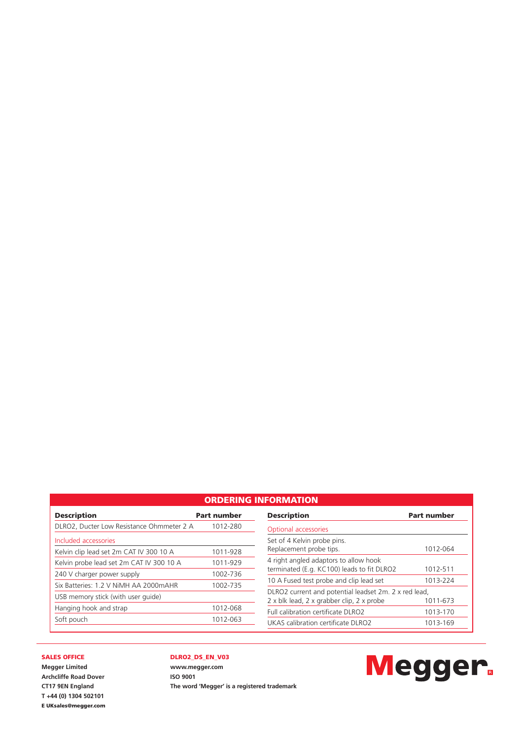## ORDERING INFORMATION

| Description | Part number |
|---|---|
| DLRO2, Ducter Low Resistance Ohmmeter 2 A | 1012-280 |
| Included accessories | |
| Kelvin clip lead set 2m CAT IV 300 10 A | 1011-928 |
| Kelvin probe lead set 2m CAT IV 300 10 A | 1011-929 |
| 240 V charger power supply | 1002-736 |
| Six Batteries: 1.2 V NiMH AA 2000mAHR | 1002-735 |
| USB memory stick (with user guide) | |
| Hanging hook and strap | 1012-068 |
| Soft pouch | 1012-063 |

| Description | Part number |
|---|---|
| Optional accessories | |
| Set of 4 Kelvin probe pins. Replacement probe tips. | 1012-064 |
| 4 right angled adaptors to allow hook terminated (E.g. KC100) leads to fit DLRO2 | 1012-511 |
| 10 A Fused test probe and clip lead set | 1013-224 |
| DLRO2 current and potential leadset 2m. 2 x red lead, 2 x blk lead, 2 x grabber clip, 2 x probe | 1011-673 |
| Full calibration certificate DLRO2 | 1013-170 |
| UKAS calibration certificate DLRO2 | 1013-169 |

**SALES OFFICE**
**Megger Limited**
**Archcliffe Road Dover**
**CT17 9EN England**
**T +44 (0) 1304 502101**
**E UKsales@megger.com**

**DLRO2_DS_EN_V03**
**www.megger.com**
**ISO 9001**
**The word 'Megger' is a registered trademark**

Megger.